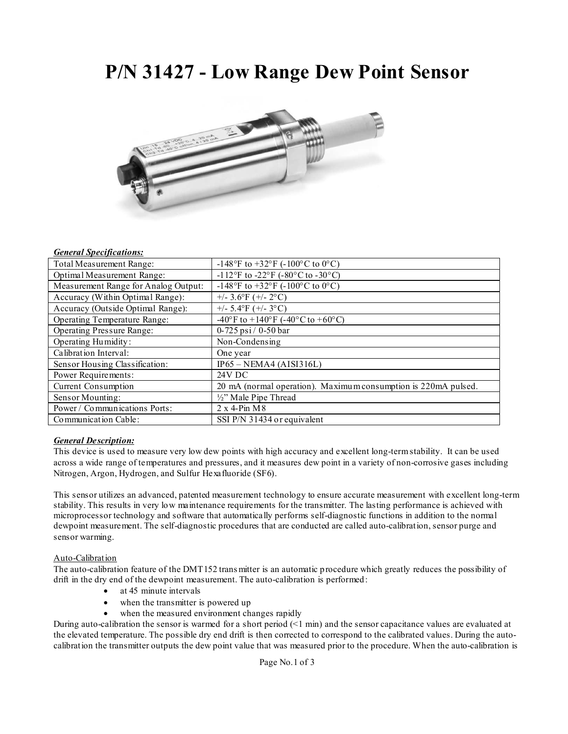# P/N 31427 - Low Range Dew Point Sensor

***General Specifications:***

| | |
|---|---|
| Total Measurement Range: | -148°F to +32°F (-100°C to 0°C) |
| Optimal Measurement Range: | -112°F to -22°F (-80°C to -30°C) |
| Measurement Range for Analog Output: | -148°F to +32°F (-100°C to 0°C) |
| Accuracy (Within Optimal Range): | +/- 3.6°F (+/- 2°C) |
| Accuracy (Outside Optimal Range): | +/- 5.4°F (+/- 3°C) |
| Operating Temperature Range: | -40°F to +140°F (-40°C to +60°C) |
| Operating Pressure Range: | 0-725 psi / 0-50 bar |
| Operating Humidity: | Non-Condensing |
| Calibration Interval: | One year |
| Sensor Housing Classification: | IP65 – NEMA4 (AISI316L) |
| Power Requirements: | 24V DC |
| Current Consumption | 20 mA (normal operation). Maximum consumption is 220mA pulsed. |
| Sensor Mounting: | ½" Male Pipe Thread |
| Power / Communications Ports: | 2 x 4-Pin M8 |
| Communication Cable: | SSI P/N 31434 or equivalent |

***General Description:***

This device is used to measure very low dew points with high accuracy and excellent long-term stability. It can be used across a wide range of temperatures and pressures, and it measures dew point in a variety of non-corrosive gases including Nitrogen, Argon, Hydrogen, and Sulfur Hexafluoride (SF6).

This sensor utilizes an advanced, patented measurement technology to ensure accurate measurement with excellent long-term stability. This results in very low maintenance requirements for the transmitter. The lasting performance is achieved with microprocessor technology and software that automatically performs self-diagnostic functions in addition to the normal dewpoint measurement. The self-diagnostic procedures that are conducted are called auto-calibration, sensor purge and sensor warming.

Auto-Calibration

The auto-calibration feature of the DMT152 transmitter is an automatic procedure which greatly reduces the possibility of drift in the dry end of the dewpoint measurement. The auto-calibration is performed:

- at 45 minute intervals
- when the transmitter is powered up
- when the measured environment changes rapidly

During auto-calibration the sensor is warmed for a short period (<1 min) and the sensor capacitance values are evaluated at the elevated temperature. The possible dry end drift is then corrected to correspond to the calibrated values. During the auto-calibration the transmitter outputs the dew point value that was measured prior to the procedure. When the auto-calibration is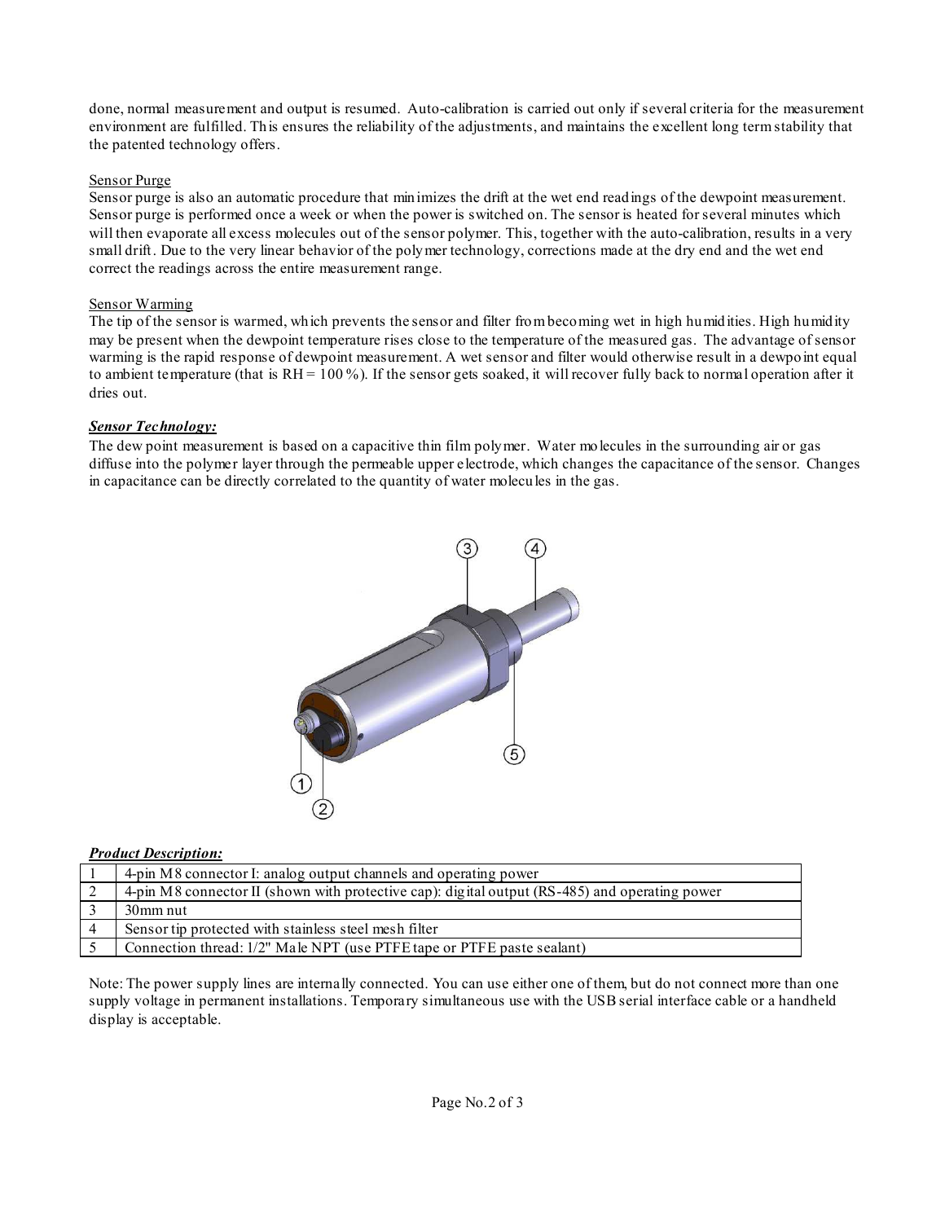done, normal measurement and output is resumed. Auto-calibration is carried out only if several criteria for the measurement environment are fulfilled. This ensures the reliability of the adjustments, and maintains the excellent long term stability that the patented technology offers.

Sensor Purge

Sensor purge is also an automatic procedure that minimizes the drift at the wet end readings of the dewpoint measurement. Sensor purge is performed once a week or when the power is switched on. The sensor is heated for several minutes which will then evaporate all excess molecules out of the sensor polymer. This, together with the auto-calibration, results in a very small drift. Due to the very linear behavior of the polymer technology, corrections made at the dry end and the wet end correct the readings across the entire measurement range.

Sensor Warming

The tip of the sensor is warmed, which prevents the sensor and filter from becoming wet in high humidities. High humidity may be present when the dewpoint temperature rises close to the temperature of the measured gas. The advantage of sensor warming is the rapid response of dewpoint measurement. A wet sensor and filter would otherwise result in a dewpoint equal to ambient temperature (that is RH = 100 %). If the sensor gets soaked, it will recover fully back to normal operation after it dries out.

***Sensor Technology:***

The dew point measurement is based on a capacitive thin film polymer. Water molecules in the surrounding air or gas diffuse into the polymer layer through the permeable upper electrode, which changes the capacitance of the sensor. Changes in capacitance can be directly correlated to the quantity of water molecules in the gas.

***Product Description:***

| | |
|---|---|
| 1 | 4-pin M8 connector I: analog output channels and operating power |
| 2 | 4-pin M8 connector II (shown with protective cap): digital output (RS-485) and operating power |
| 3 | 30mm nut |
| 4 | Sensor tip protected with stainless steel mesh filter |
| 5 | Connection thread: 1/2" Male NPT (use PTFE tape or PTFE paste sealant) |

Note: The power supply lines are internally connected. You can use either one of them, but do not connect more than one supply voltage in permanent installations. Temporary simultaneous use with the USB serial interface cable or a handheld display is acceptable.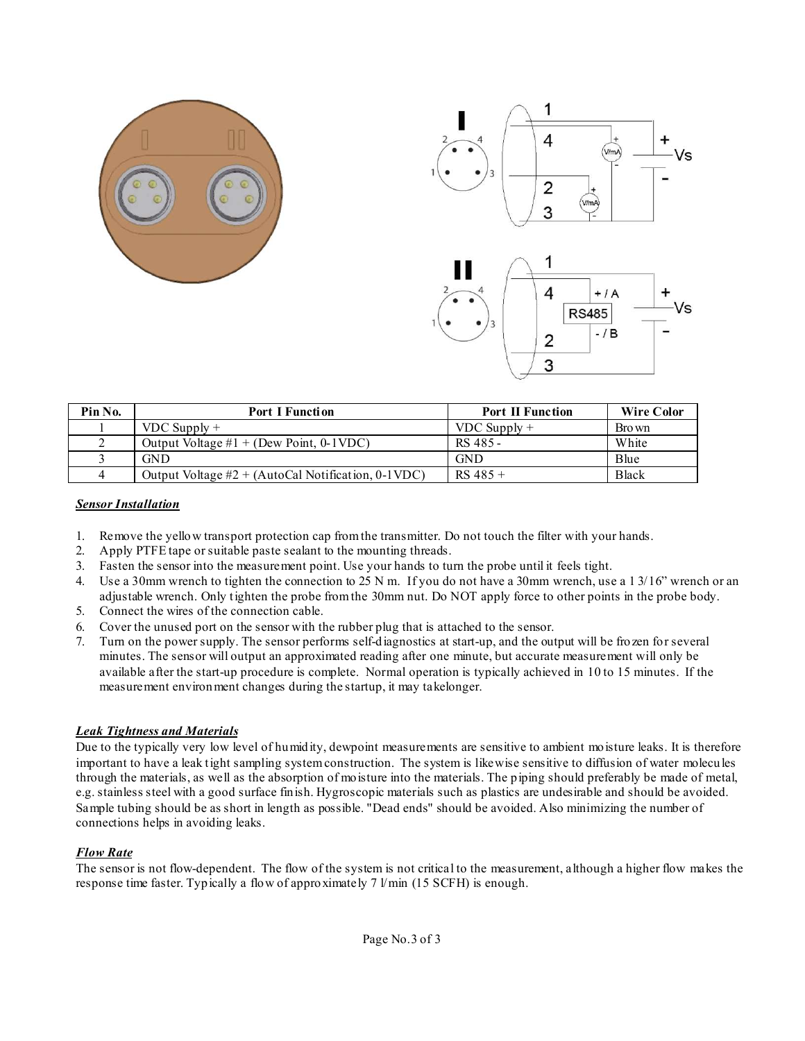| Pin No. | Port I Function | Port II Function | Wire Color |
|---|---|---|---|
| 1 | VDC Supply + | VDC Supply + | Brown |
| 2 | Output Voltage #1 + (Dew Point, 0-1VDC) | RS 485 - | White |
| 3 | GND | GND | Blue |
| 4 | Output Voltage #2 + (AutoCal Notification, 0-1VDC) | RS 485 + | Black |

***Sensor Installation***

1. Remove the yellow transport protection cap from the transmitter. Do not touch the filter with your hands.
2. Apply PTFE tape or suitable paste sealant to the mounting threads.
3. Fasten the sensor into the measurement point. Use your hands to turn the probe until it feels tight.
4. Use a 30mm wrench to tighten the connection to 25 N m. If you do not have a 30mm wrench, use a 1 3/16" wrench or an adjustable wrench. Only tighten the probe from the 30mm nut. Do NOT apply force to other points in the probe body.
5. Connect the wires of the connection cable.
6. Cover the unused port on the sensor with the rubber plug that is attached to the sensor.
7. Turn on the power supply. The sensor performs self-diagnostics at start-up, and the output will be frozen for several minutes. The sensor will output an approximated reading after one minute, but accurate measurement will only be available after the start-up procedure is complete. Normal operation is typically achieved in 10 to 15 minutes. If the measurement environment changes during the startup, it may takelonger.

***Leak Tightness and Materials***

Due to the typically very low level of humidity, dewpoint measurements are sensitive to ambient moisture leaks. It is therefore important to have a leak tight sampling system construction. The system is likewise sensitive to diffusion of water molecules through the materials, as well as the absorption of moisture into the materials. The piping should preferably be made of metal, e.g. stainless steel with a good surface finish. Hygroscopic materials such as plastics are undesirable and should be avoided. Sample tubing should be as short in length as possible. "Dead ends" should be avoided. Also minimizing the number of connections helps in avoiding leaks.

***Flow Rate***

The sensor is not flow-dependent. The flow of the system is not critical to the measurement, although a higher flow makes the response time faster. Typically a flow of approximately 7 l/min (15 SCFH) is enough.